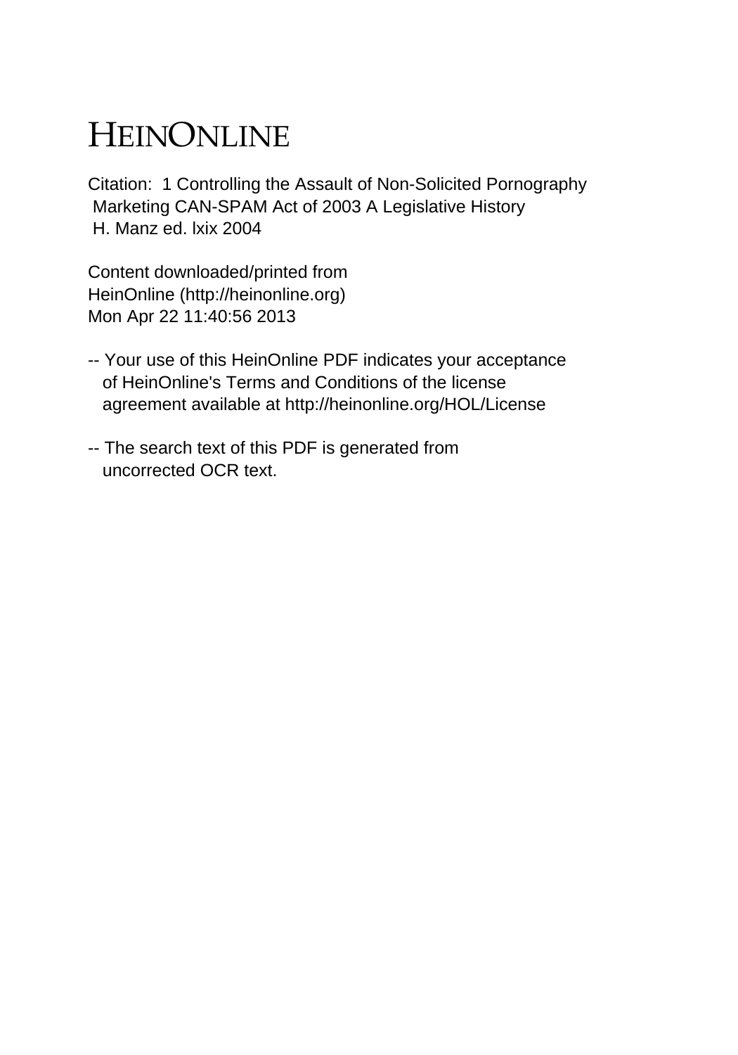# HEINONLINE

Citation: 1 Controlling the Assault of Non-Solicited Pornography Marketing CAN-SPAM Act of 2003 A Legislative History H. Manz ed. lxix 2004

Content downloaded/printed from HeinOnline (http://heinonline.org)
Mon Apr 22 11:40:56 2013

-- Your use of this HeinOnline PDF indicates your acceptance of HeinOnline's Terms and Conditions of the license agreement available at http://heinonline.org/HOL/License

-- The search text of this PDF is generated from uncorrected OCR text.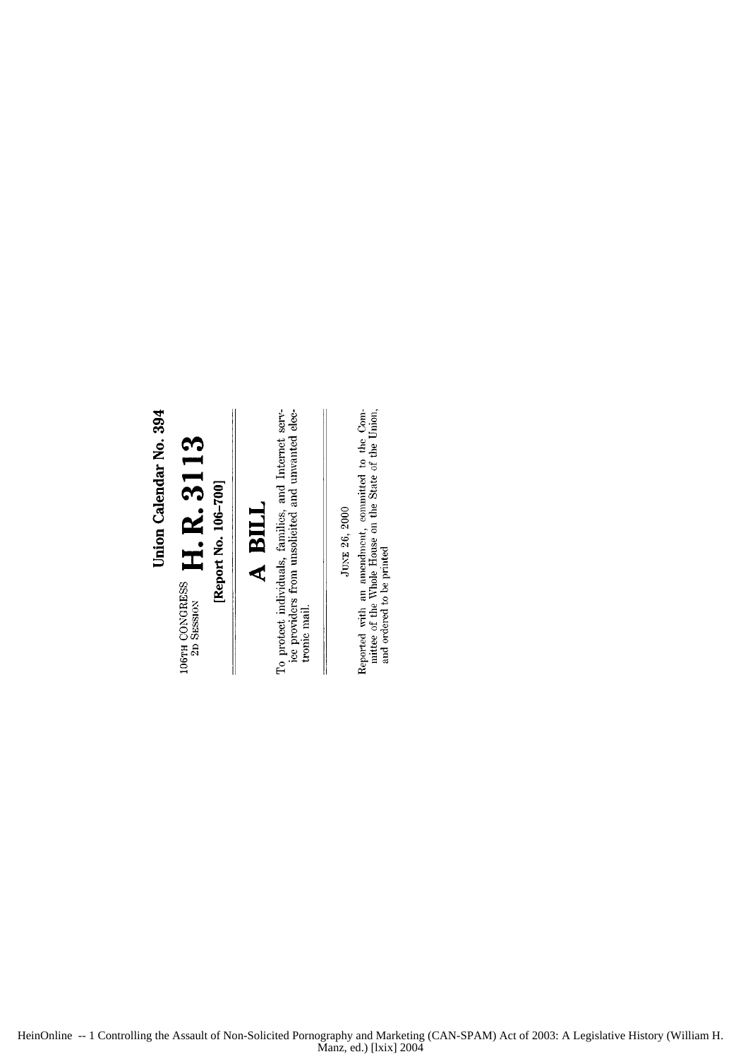**Union Calendar No. 394**

106TH CONGRESS
2D SESSION

# H. R. 3113

**[Report No. 106-700]**

---

# A BILL

To protect individuals, families, and Internet service providers from unsolicited and unwanted electronic mail.

---

JUNE 26, 2000

Reported with an amendment, committed to the Committee of the Whole House on the State of the Union, and ordered to be printed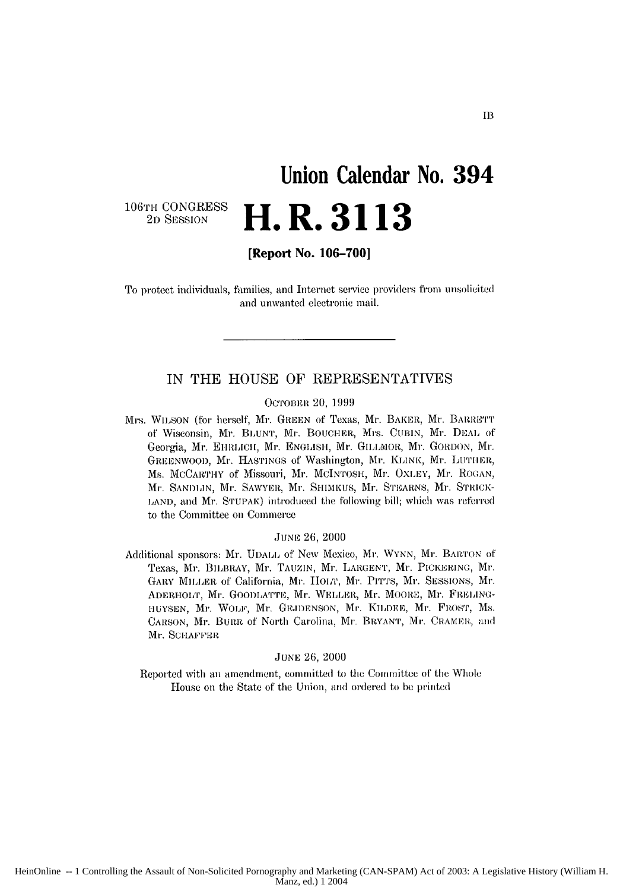IB

# Union Calendar No. 394

106TH CONGRESS
2D SESSION

# H. R. 3113

**[Report No. 106–700]**

To protect individuals, families, and Internet service providers from unsolicited and unwanted electronic mail.

---

IN THE HOUSE OF REPRESENTATIVES

OCTOBER 20, 1999

Mrs. WILSON (for herself, Mr. GREEN of Texas, Mr. BAKER, Mr. BARRETT of Wisconsin, Mr. BLUNT, Mr. BOUCHER, Mrs. CUBIN, Mr. DEAL of Georgia, Mr. EHRLICH, Mr. ENGLISH, Mr. GILLMOR, Mr. GORDON, Mr. GREENWOOD, Mr. HASTINGS of Washington, Mr. KLINK, Mr. LUTHER, Ms. MCCARTHY of Missouri, Mr. MCINTOSH, Mr. OXLEY, Mr. ROGAN, Mr. SANDLIN, Mr. SAWYER, Mr. SHIMKUS, Mr. STEARNS, Mr. STRICKLAND, and Mr. STUPAK) introduced the following bill; which was referred to the Committee on Commerce

JUNE 26, 2000

Additional sponsors: Mr. UDALL of New Mexico, Mr. WYNN, Mr. BARTON of Texas, Mr. BILBRAY, Mr. TAUZIN, Mr. LARGENT, Mr. PICKERING, Mr. GARY MILLER of California, Mr. HOLT, Mr. PITTS, Mr. SESSIONS, Mr. ADERHOLT, Mr. GOODLATTE, Mr. WELLER, Mr. MOORE, Mr. FRELINGHUYSEN, Mr. WOLF, Mr. GEJDENSON, Mr. KILDEE, Mr. FROST, Ms. CARSON, Mr. BURR of North Carolina, Mr. BRYANT, Mr. CRAMER, and Mr. SCHAFFER

JUNE 26, 2000

Reported with an amendment, committed to the Committee of the Whole House on the State of the Union, and ordered to be printed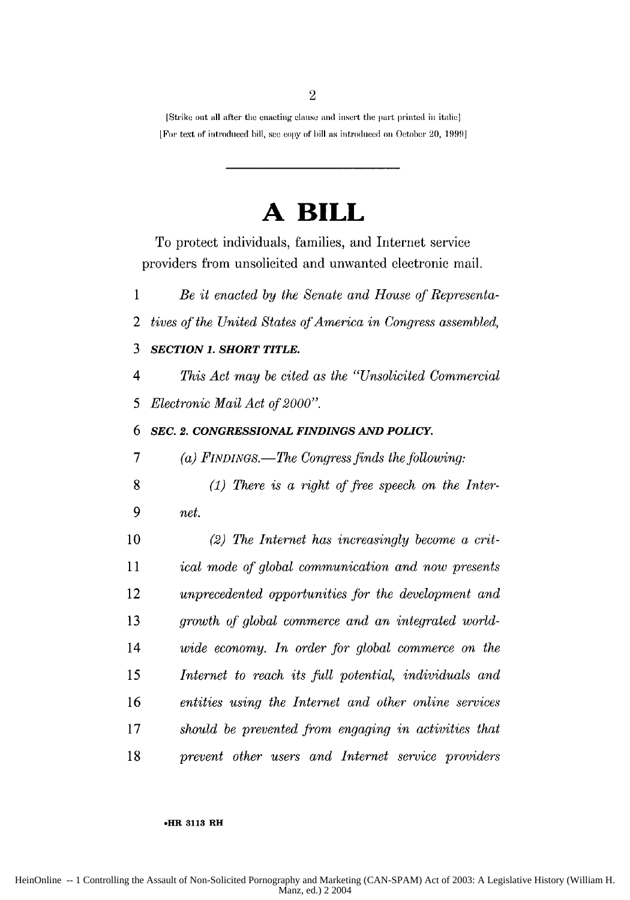[Strike out all after the enacting clause and insert the part printed in italic]

[For text of introduced bill, see copy of bill as introduced on October 20, 1999]

# A BILL

To protect individuals, families, and Internet service providers from unsolicited and unwanted electronic mail.

*Be it enacted by the Senate and House of Representatives of the United States of America in Congress assembled,*

***SECTION 1. SHORT TITLE.***

*This Act may be cited as the "Unsolicited Commercial Electronic Mail Act of 2000".*

***SEC. 2. CONGRESSIONAL FINDINGS AND POLICY.***

*(a) FINDINGS.—The Congress finds the following:*

*(1) There is a right of free speech on the Internet.*

*(2) The Internet has increasingly become a critical mode of global communication and now presents unprecedented opportunities for the development and growth of global commerce and an integrated worldwide economy. In order for global commerce on the Internet to reach its full potential, individuals and entities using the Internet and other online services should be prevented from engaging in activities that prevent other users and Internet service providers*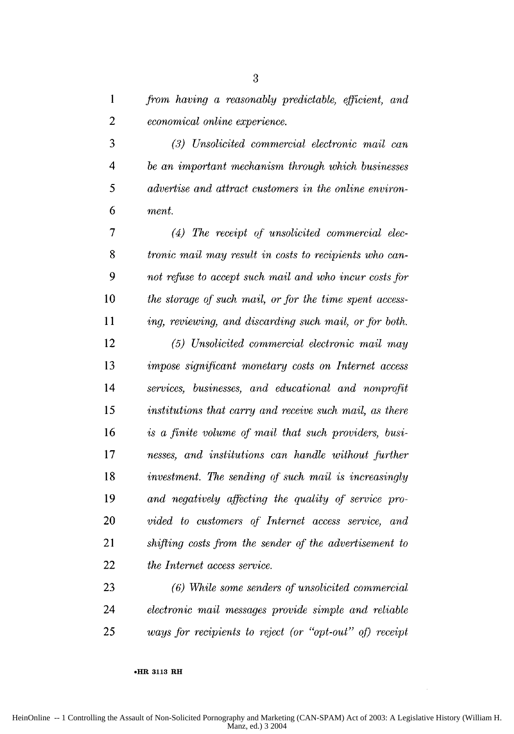*from having a reasonably predictable, efficient, and economical online experience.*

*(3) Unsolicited commercial electronic mail can be an important mechanism through which businesses advertise and attract customers in the online environment.*

*(4) The receipt of unsolicited commercial electronic mail may result in costs to recipients who cannot refuse to accept such mail and who incur costs for the storage of such mail, or for the time spent accessing, reviewing, and discarding such mail, or for both.*

*(5) Unsolicited commercial electronic mail may impose significant monetary costs on Internet access services, businesses, and educational and nonprofit institutions that carry and receive such mail, as there is a finite volume of mail that such providers, businesses, and institutions can handle without further investment. The sending of such mail is increasingly and negatively affecting the quality of service provided to customers of Internet access service, and shifting costs from the sender of the advertisement to the Internet access service.*

*(6) While some senders of unsolicited commercial electronic mail messages provide simple and reliable ways for recipients to reject (or "opt-out" of) receipt*

•HR 3113 RH

HeinOnline -- 1 Controlling the Assault of Non-Solicited Pornography and Marketing (CAN-SPAM) Act of 2003: A Legislative History (William H. Manz, ed.) 3 2004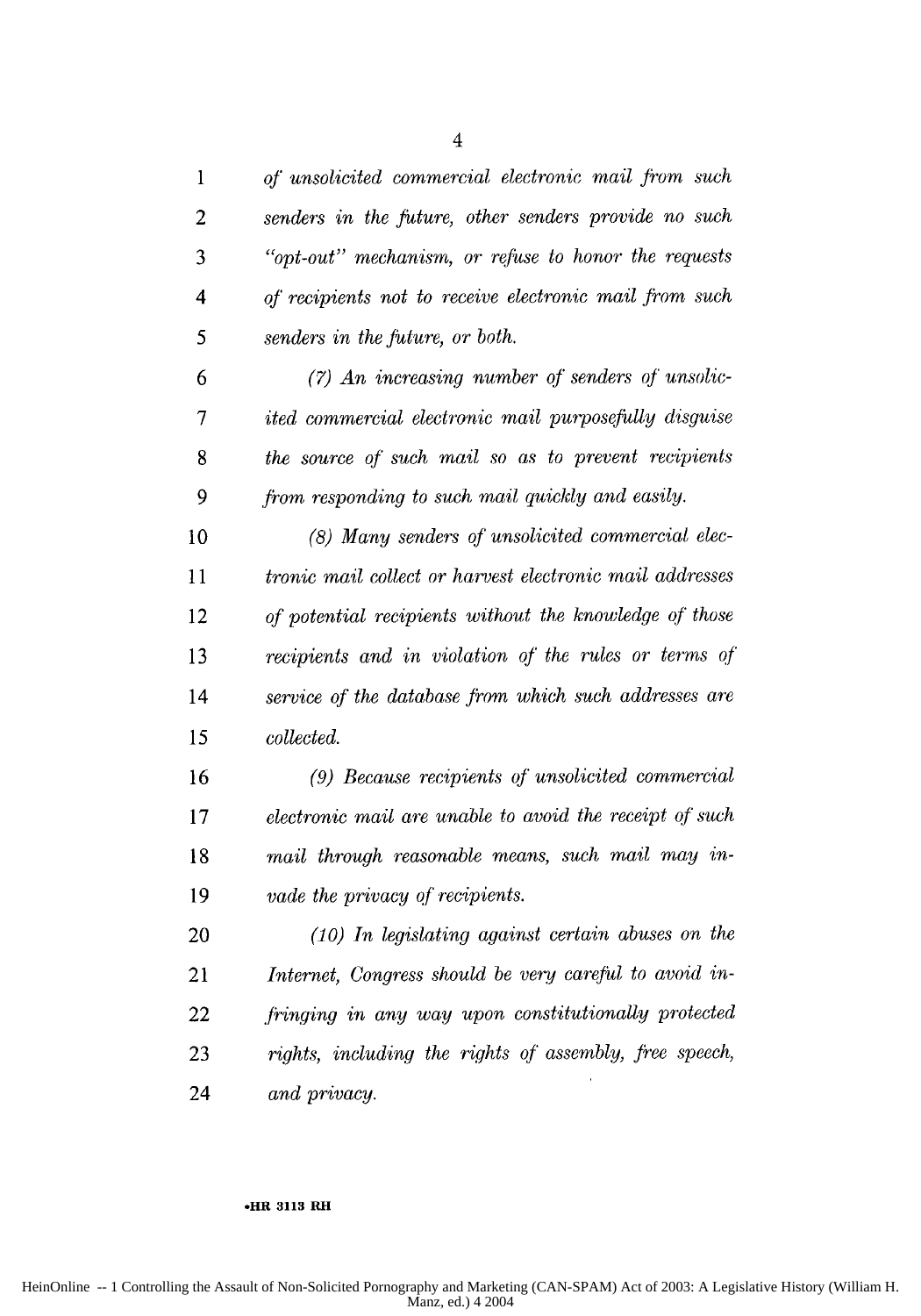*of unsolicited commercial electronic mail from such senders in the future, other senders provide no such "opt-out" mechanism, or refuse to honor the requests of recipients not to receive electronic mail from such senders in the future, or both.*

*(7) An increasing number of senders of unsolicited commercial electronic mail purposefully disguise the source of such mail so as to prevent recipients from responding to such mail quickly and easily.*

*(8) Many senders of unsolicited commercial electronic mail collect or harvest electronic mail addresses of potential recipients without the knowledge of those recipients and in violation of the rules or terms of service of the database from which such addresses are collected.*

*(9) Because recipients of unsolicited commercial electronic mail are unable to avoid the receipt of such mail through reasonable means, such mail may invade the privacy of recipients.*

*(10) In legislating against certain abuses on the Internet, Congress should be very careful to avoid infringing in any way upon constitutionally protected rights, including the rights of assembly, free speech, and privacy.*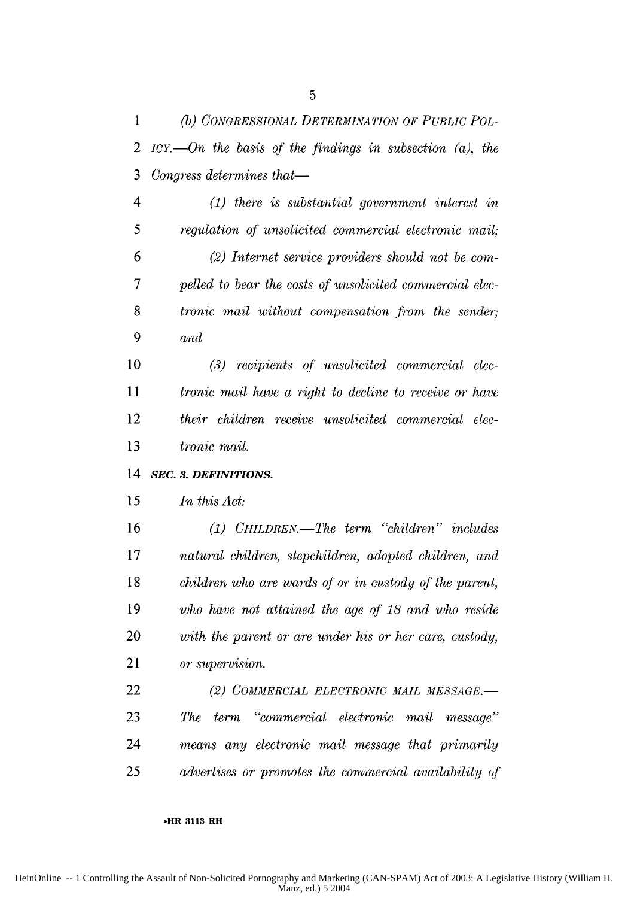*(b) CONGRESSIONAL DETERMINATION OF PUBLIC POLICY.—On the basis of the findings in subsection (a), the Congress determines that—*

*(1) there is substantial government interest in regulation of unsolicited commercial electronic mail;*

*(2) Internet service providers should not be compelled to bear the costs of unsolicited commercial electronic mail without compensation from the sender; and*

*(3) recipients of unsolicited commercial electronic mail have a right to decline to receive or have their children receive unsolicited commercial electronic mail.*

***SEC. 3. DEFINITIONS.***

*In this Act:*

*(1) CHILDREN.—The term "children" includes natural children, stepchildren, adopted children, and children who are wards of or in custody of the parent, who have not attained the age of 18 and who reside with the parent or are under his or her care, custody, or supervision.*

*(2) COMMERCIAL ELECTRONIC MAIL MESSAGE.—The term "commercial electronic mail message" means any electronic mail message that primarily advertises or promotes the commercial availability of*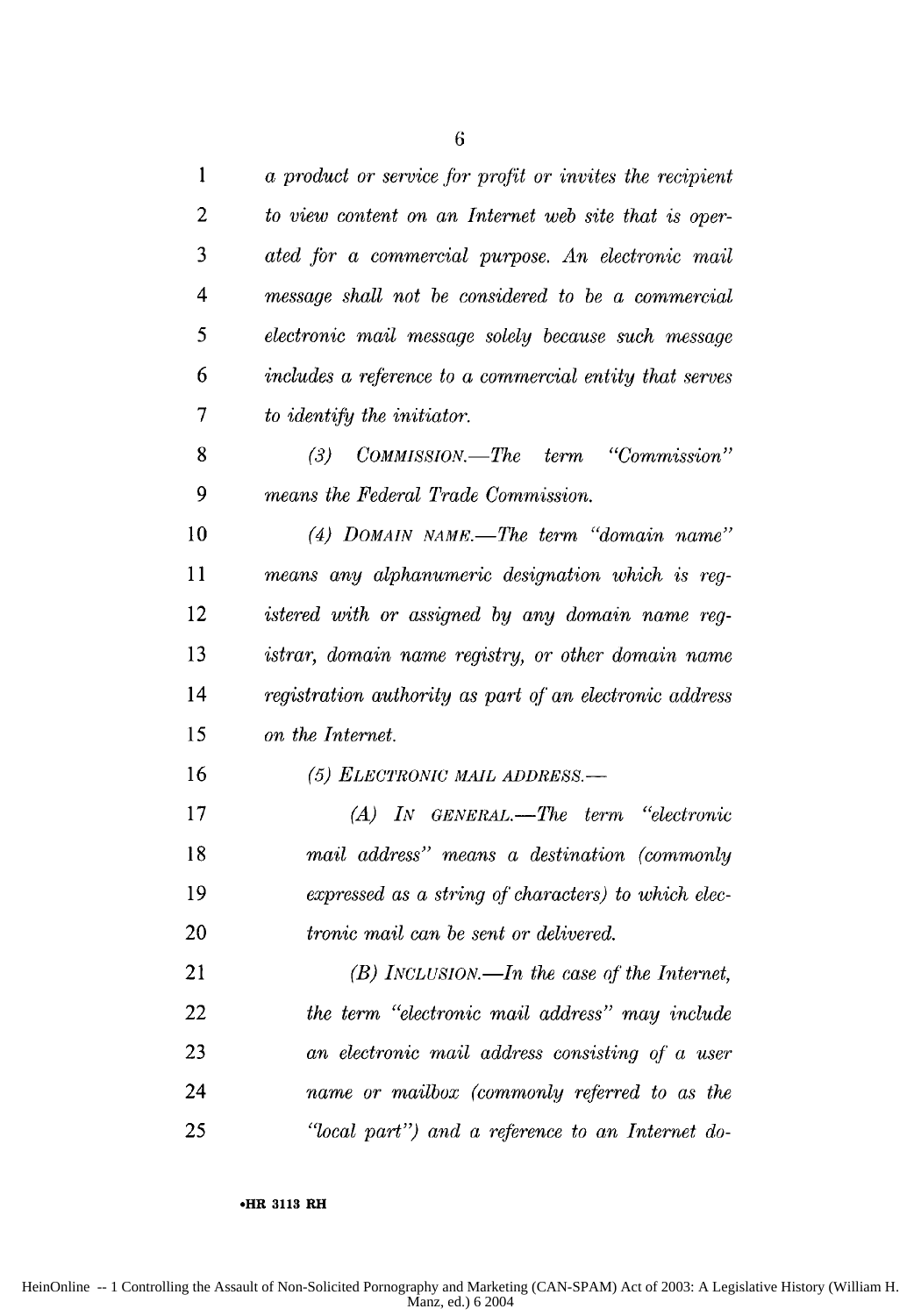*a product or service for profit or invites the recipient to view content on an Internet web site that is operated for a commercial purpose. An electronic mail message shall not be considered to be a commercial electronic mail message solely because such message includes a reference to a commercial entity that serves to identify the initiator.*

*(3) COMMISSION.—The term "Commission" means the Federal Trade Commission.*

*(4) DOMAIN NAME.—The term "domain name" means any alphanumeric designation which is registered with or assigned by any domain name registrar, domain name registry, or other domain name registration authority as part of an electronic address on the Internet.*

*(5) ELECTRONIC MAIL ADDRESS.—*

*(A) IN GENERAL.—The term "electronic mail address" means a destination (commonly expressed as a string of characters) to which electronic mail can be sent or delivered.*

*(B) INCLUSION.—In the case of the Internet, the term "electronic mail address" may include an electronic mail address consisting of a user name or mailbox (commonly referred to as the "local part") and a reference to an Internet do-*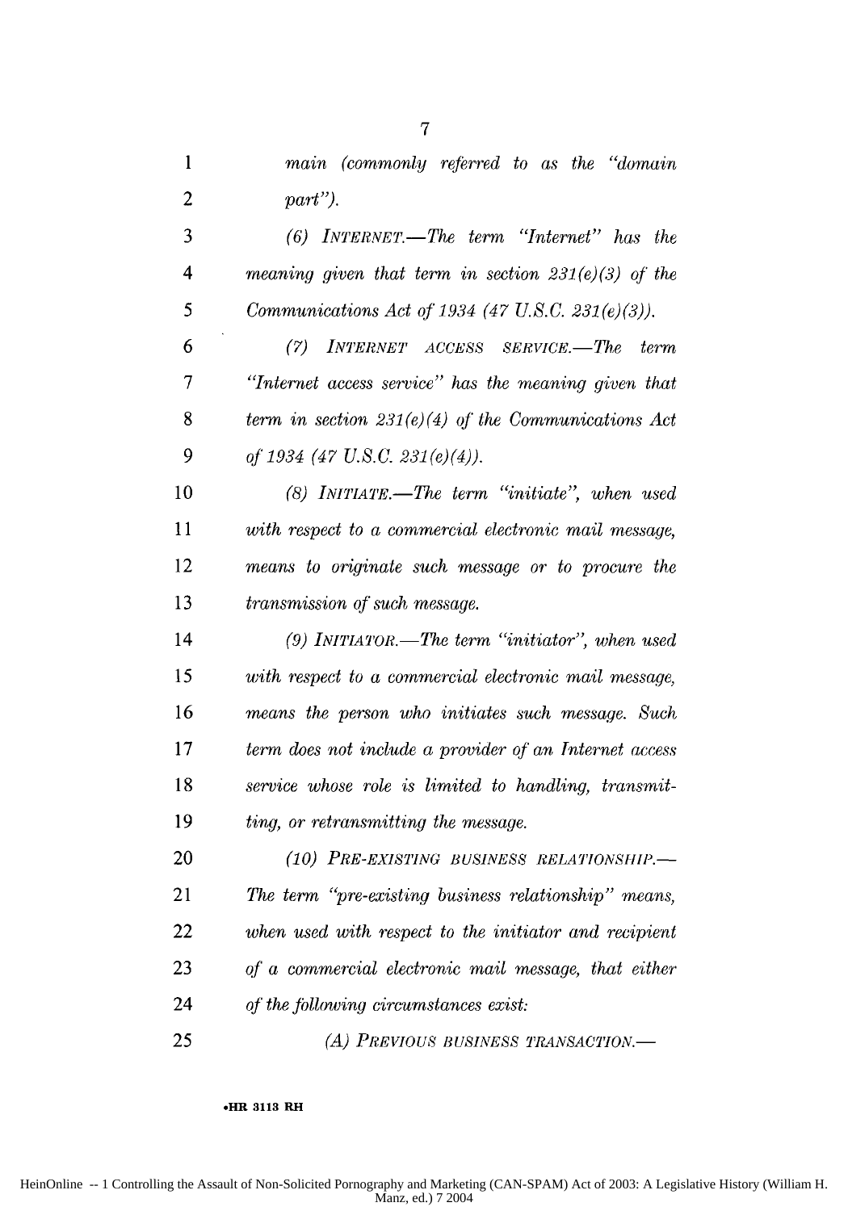*main (commonly referred to as the "domain part").*

*(6) INTERNET.—The term "Internet" has the meaning given that term in section 231(e)(3) of the Communications Act of 1934 (47 U.S.C. 231(e)(3)).*

*(7) INTERNET ACCESS SERVICE.—The term "Internet access service" has the meaning given that term in section 231(e)(4) of the Communications Act of 1934 (47 U.S.C. 231(e)(4)).*

*(8) INITIATE.—The term "initiate", when used with respect to a commercial electronic mail message, means to originate such message or to procure the transmission of such message.*

*(9) INITIATOR.—The term "initiator", when used with respect to a commercial electronic mail message, means the person who initiates such message. Such term does not include a provider of an Internet access service whose role is limited to handling, transmitting, or retransmitting the message.*

*(10) PRE-EXISTING BUSINESS RELATIONSHIP.—The term "pre-existing business relationship" means, when used with respect to the initiator and recipient of a commercial electronic mail message, that either of the following circumstances exist:*

*(A) PREVIOUS BUSINESS TRANSACTION.—*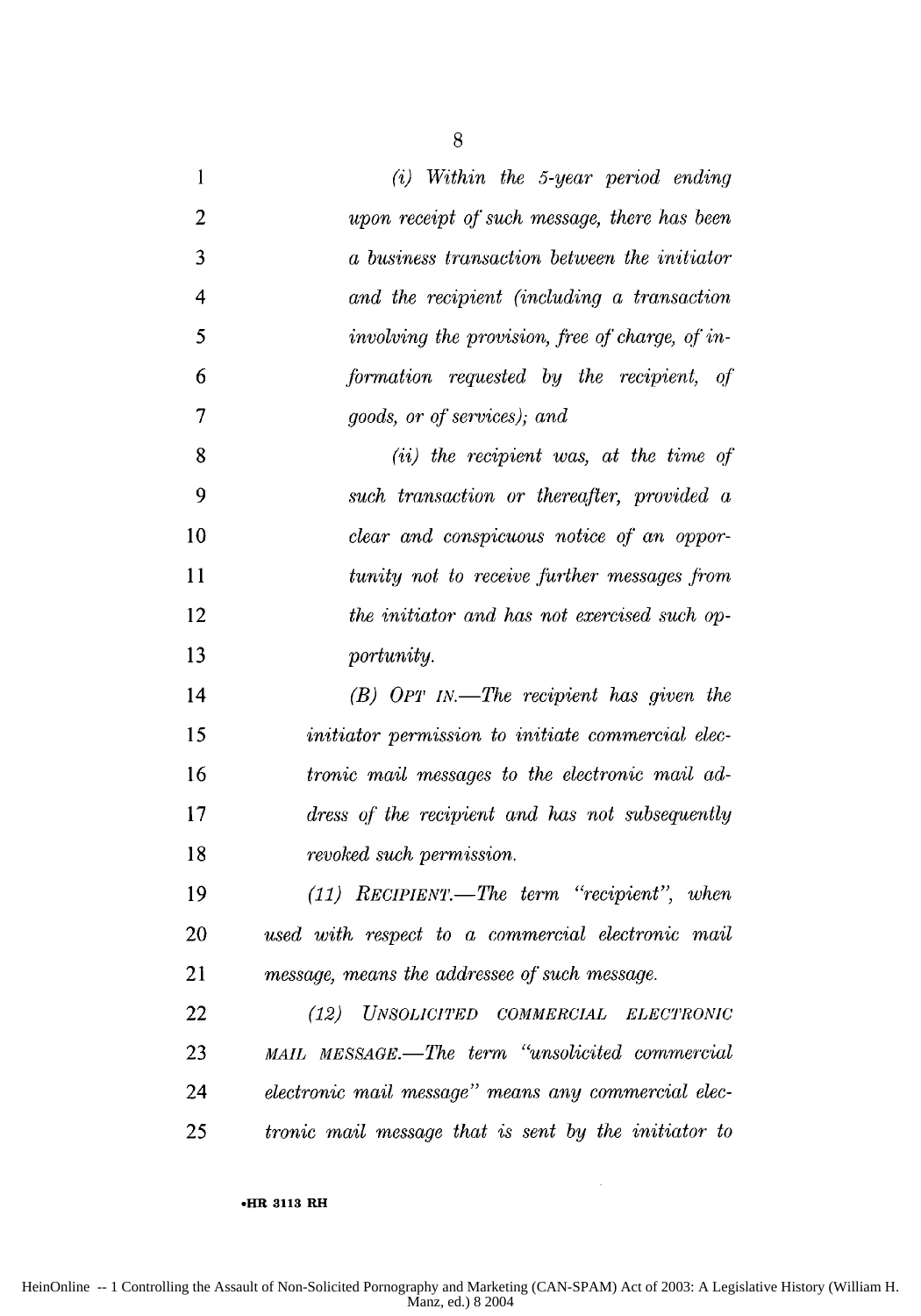*(i) Within the 5-year period ending upon receipt of such message, there has been a business transaction between the initiator and the recipient (including a transaction involving the provision, free of charge, of information requested by the recipient, of goods, or of services); and*

*(ii) the recipient was, at the time of such transaction or thereafter, provided a clear and conspicuous notice of an opportunity not to receive further messages from the initiator and has not exercised such opportunity.*

*(B) OPT IN.—The recipient has given the initiator permission to initiate commercial electronic mail messages to the electronic mail address of the recipient and has not subsequently revoked such permission.*

*(11) RECIPIENT.—The term "recipient", when used with respect to a commercial electronic mail message, means the addressee of such message.*

*(12) UNSOLICITED COMMERCIAL ELECTRONIC MAIL MESSAGE.—The term "unsolicited commercial electronic mail message" means any commercial electronic mail message that is sent by the initiator to*

•HR 3113 RH

HeinOnline -- 1 Controlling the Assault of Non-Solicited Pornography and Marketing (CAN-SPAM) Act of 2003: A Legislative History (William H. Manz, ed.) 8 2004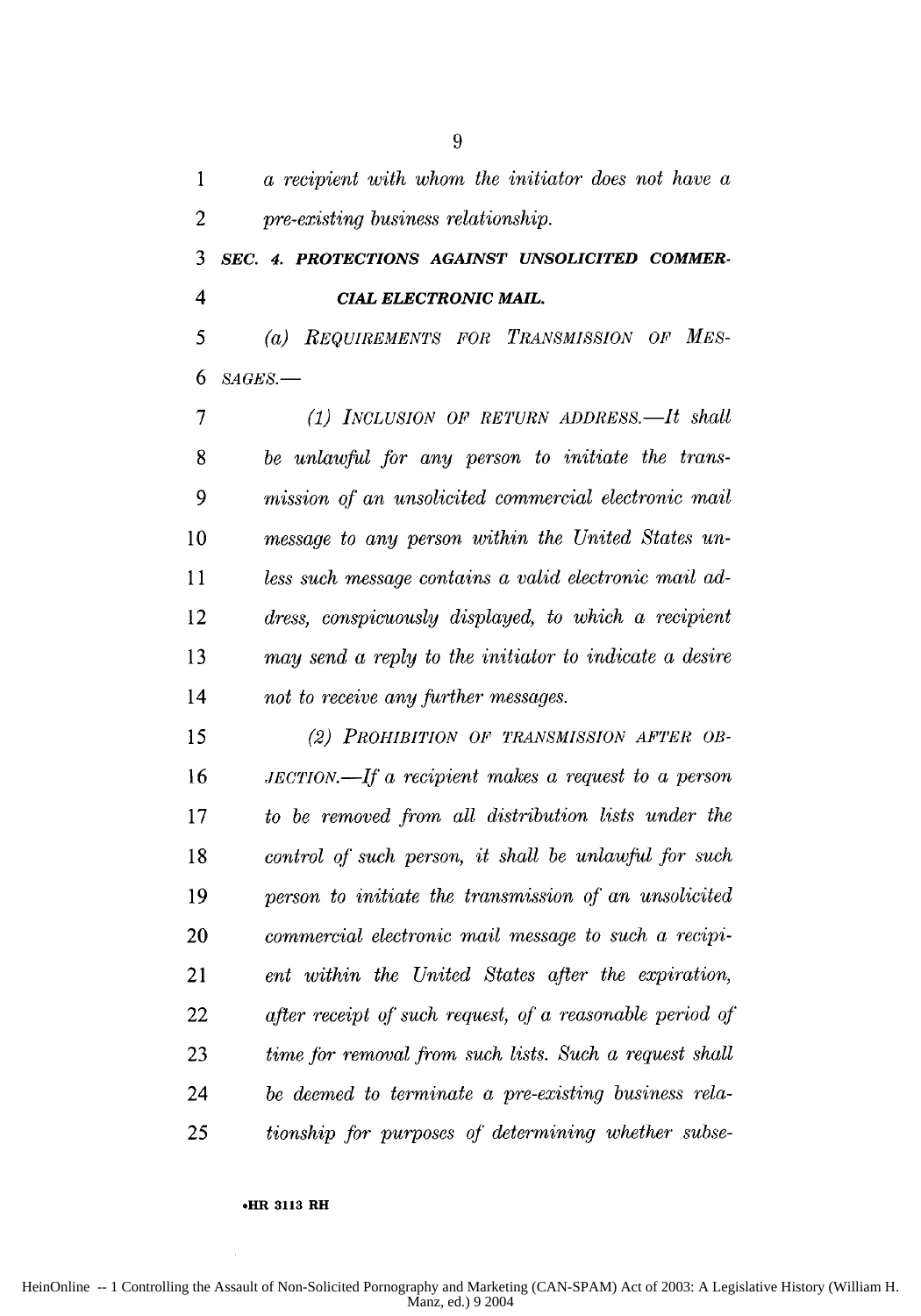*a recipient with whom the initiator does not have a pre-existing business relationship.*

### *SEC. 4. PROTECTIONS AGAINST UNSOLICITED COMMERCIAL ELECTRONIC MAIL.*

*(a) REQUIREMENTS FOR TRANSMISSION OF MESSAGES.—*

*(1) INCLUSION OF RETURN ADDRESS.—It shall be unlawful for any person to initiate the transmission of an unsolicited commercial electronic mail message to any person within the United States unless such message contains a valid electronic mail address, conspicuously displayed, to which a recipient may send a reply to the initiator to indicate a desire not to receive any further messages.*

*(2) PROHIBITION OF TRANSMISSION AFTER OBJECTION.—If a recipient makes a request to a person to be removed from all distribution lists under the control of such person, it shall be unlawful for such person to initiate the transmission of an unsolicited commercial electronic mail message to such a recipient within the United States after the expiration, after receipt of such request, of a reasonable period of time for removal from such lists. Such a request shall be deemed to terminate a pre-existing business relationship for purposes of determining whether subse-*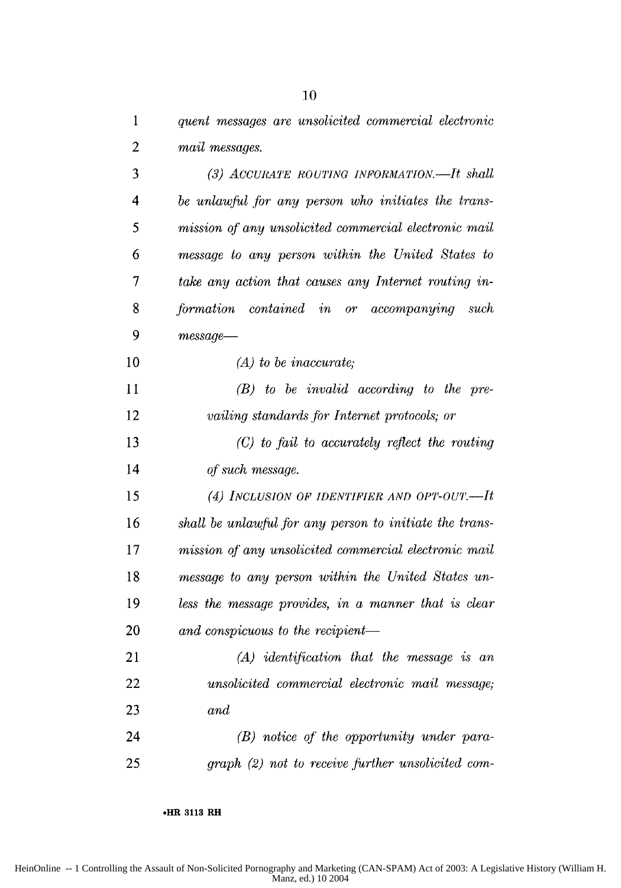*quent messages are unsolicited commercial electronic mail messages.*

*(3) ACCURATE ROUTING INFORMATION.—It shall be unlawful for any person who initiates the transmission of any unsolicited commercial electronic mail message to any person within the United States to take any action that causes any Internet routing information contained in or accompanying such message—*

*(A) to be inaccurate;*

*(B) to be invalid according to the prevailing standards for Internet protocols; or*

*(C) to fail to accurately reflect the routing of such message.*

*(4) INCLUSION OF IDENTIFIER AND OPT-OUT.—It shall be unlawful for any person to initiate the transmission of any unsolicited commercial electronic mail message to any person within the United States unless the message provides, in a manner that is clear and conspicuous to the recipient—*

*(A) identification that the message is an unsolicited commercial electronic mail message; and*

*(B) notice of the opportunity under paragraph (2) not to receive further unsolicited com-*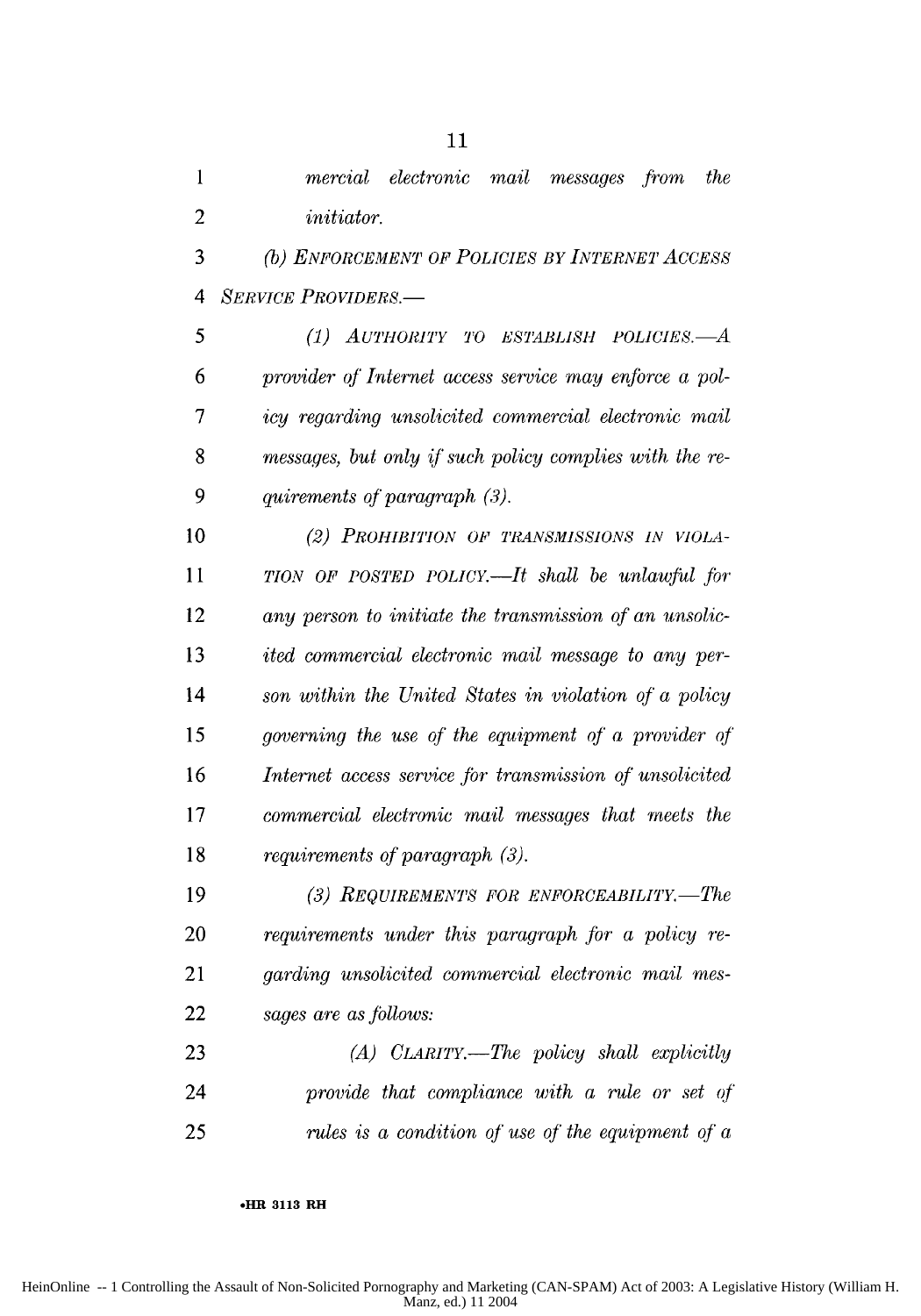*mercial electronic mail messages from the initiator.*

*(b) ENFORCEMENT OF POLICIES BY INTERNET ACCESS SERVICE PROVIDERS.—*

*(1) AUTHORITY TO ESTABLISH POLICIES.—A provider of Internet access service may enforce a policy regarding unsolicited commercial electronic mail messages, but only if such policy complies with the requirements of paragraph (3).*

*(2) PROHIBITION OF TRANSMISSIONS IN VIOLATION OF POSTED POLICY.—It shall be unlawful for any person to initiate the transmission of an unsolicited commercial electronic mail message to any person within the United States in violation of a policy governing the use of the equipment of a provider of Internet access service for transmission of unsolicited commercial electronic mail messages that meets the requirements of paragraph (3).*

*(3) REQUIREMENTS FOR ENFORCEABILITY.—The requirements under this paragraph for a policy regarding unsolicited commercial electronic mail messages are as follows:*

*(A) CLARITY.—The policy shall explicitly provide that compliance with a rule or set of rules is a condition of use of the equipment of a*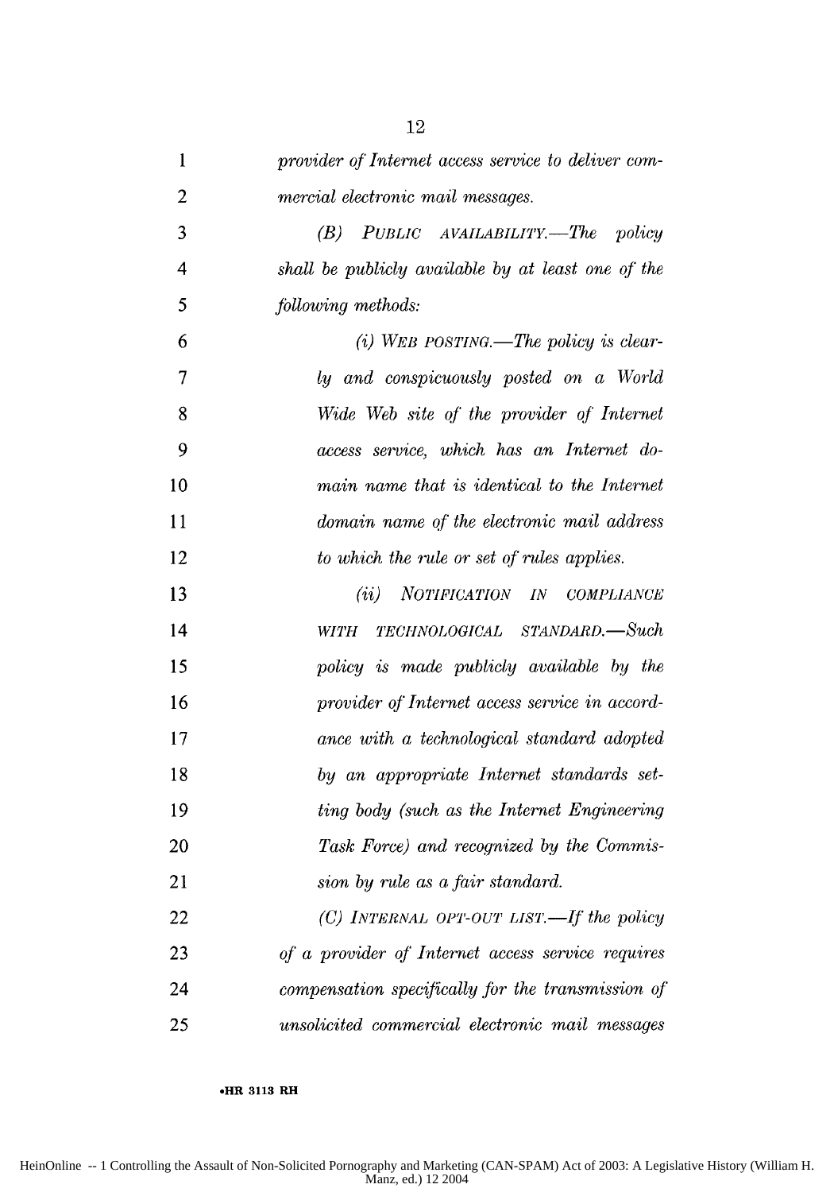*provider of Internet access service to deliver commercial electronic mail messages.*

*(B) PUBLIC AVAILABILITY.—The policy shall be publicly available by at least one of the following methods:*

*(i) WEB POSTING.—The policy is clearly and conspicuously posted on a World Wide Web site of the provider of Internet access service, which has an Internet domain name that is identical to the Internet domain name of the electronic mail address to which the rule or set of rules applies.*

*(ii) NOTIFICATION IN COMPLIANCE WITH TECHNOLOGICAL STANDARD.—Such policy is made publicly available by the provider of Internet access service in accordance with a technological standard adopted by an appropriate Internet standards setting body (such as the Internet Engineering Task Force) and recognized by the Commission by rule as a fair standard.*

*(C) INTERNAL OPT-OUT LIST.—If the policy of a provider of Internet access service requires compensation specifically for the transmission of unsolicited commercial electronic mail messages*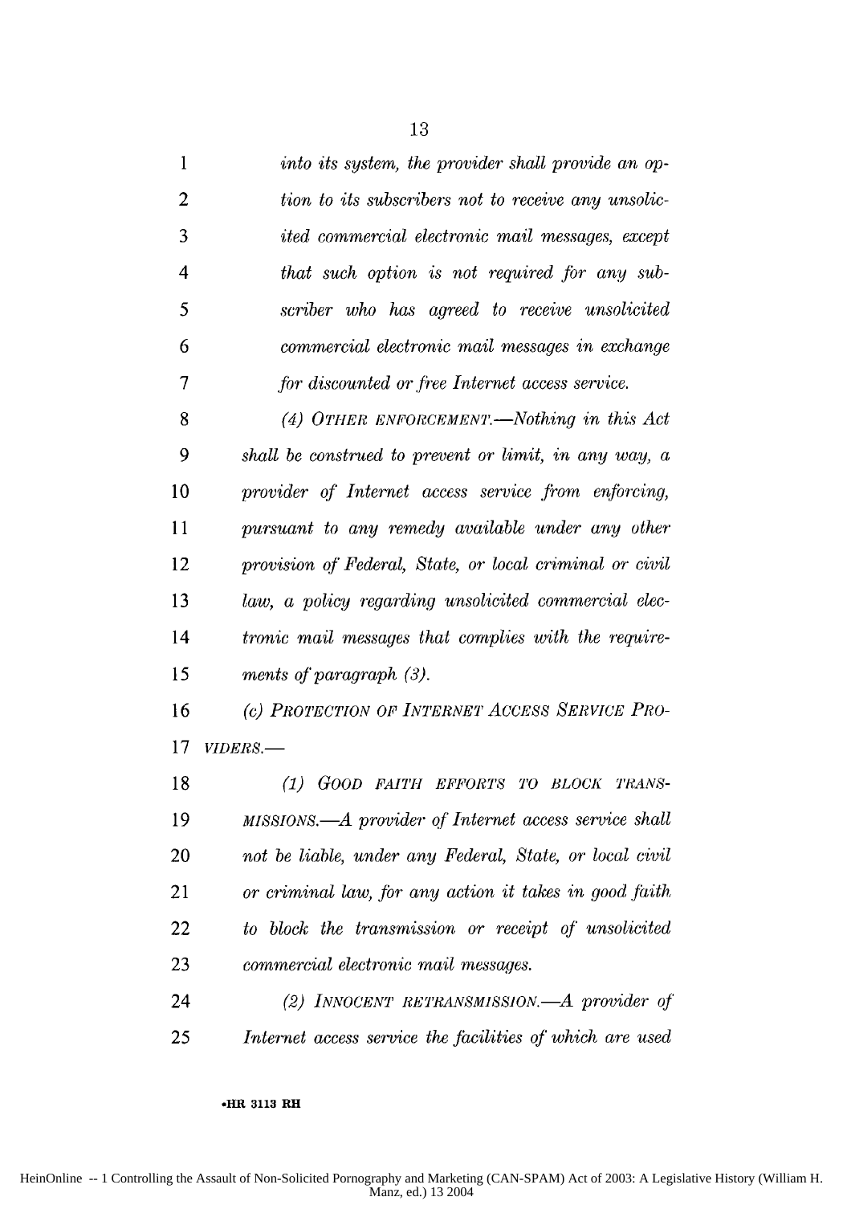*into its system, the provider shall provide an option to its subscribers not to receive any unsolicited commercial electronic mail messages, except that such option is not required for any subscriber who has agreed to receive unsolicited commercial electronic mail messages in exchange for discounted or free Internet access service.*

*(4) OTHER ENFORCEMENT.—Nothing in this Act shall be construed to prevent or limit, in any way, a provider of Internet access service from enforcing, pursuant to any remedy available under any other provision of Federal, State, or local criminal or civil law, a policy regarding unsolicited commercial electronic mail messages that complies with the requirements of paragraph (3).*

*(c) PROTECTION OF INTERNET ACCESS SERVICE PROVIDERS.—*

*(1) GOOD FAITH EFFORTS TO BLOCK TRANSMISSIONS.—A provider of Internet access service shall not be liable, under any Federal, State, or local civil or criminal law, for any action it takes in good faith to block the transmission or receipt of unsolicited commercial electronic mail messages.*

*(2) INNOCENT RETRANSMISSION.—A provider of Internet access service the facilities of which are used*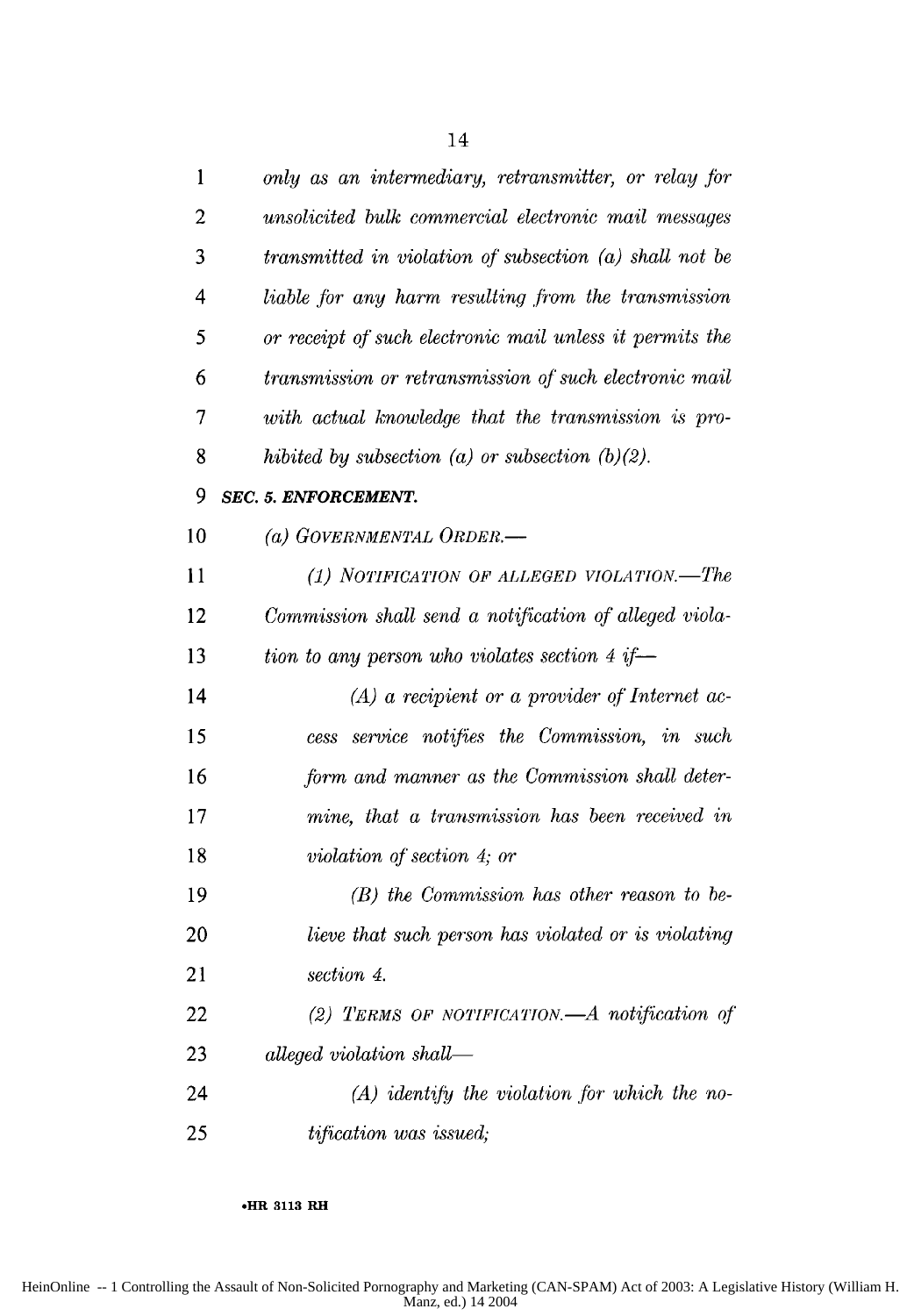*only as an intermediary, retransmitter, or relay for unsolicited bulk commercial electronic mail messages transmitted in violation of subsection (a) shall not be liable for any harm resulting from the transmission or receipt of such electronic mail unless it permits the transmission or retransmission of such electronic mail with actual knowledge that the transmission is prohibited by subsection (a) or subsection (b)(2).*

***SEC. 5. ENFORCEMENT.***

*(a) GOVERNMENTAL ORDER.—*

*(1) NOTIFICATION OF ALLEGED VIOLATION.—The Commission shall send a notification of alleged violation to any person who violates section 4 if—*

*(A) a recipient or a provider of Internet access service notifies the Commission, in such form and manner as the Commission shall determine, that a transmission has been received in violation of section 4; or*

*(B) the Commission has other reason to believe that such person has violated or is violating section 4.*

*(2) TERMS OF NOTIFICATION.—A notification of alleged violation shall—*

*(A) identify the violation for which the notification was issued;*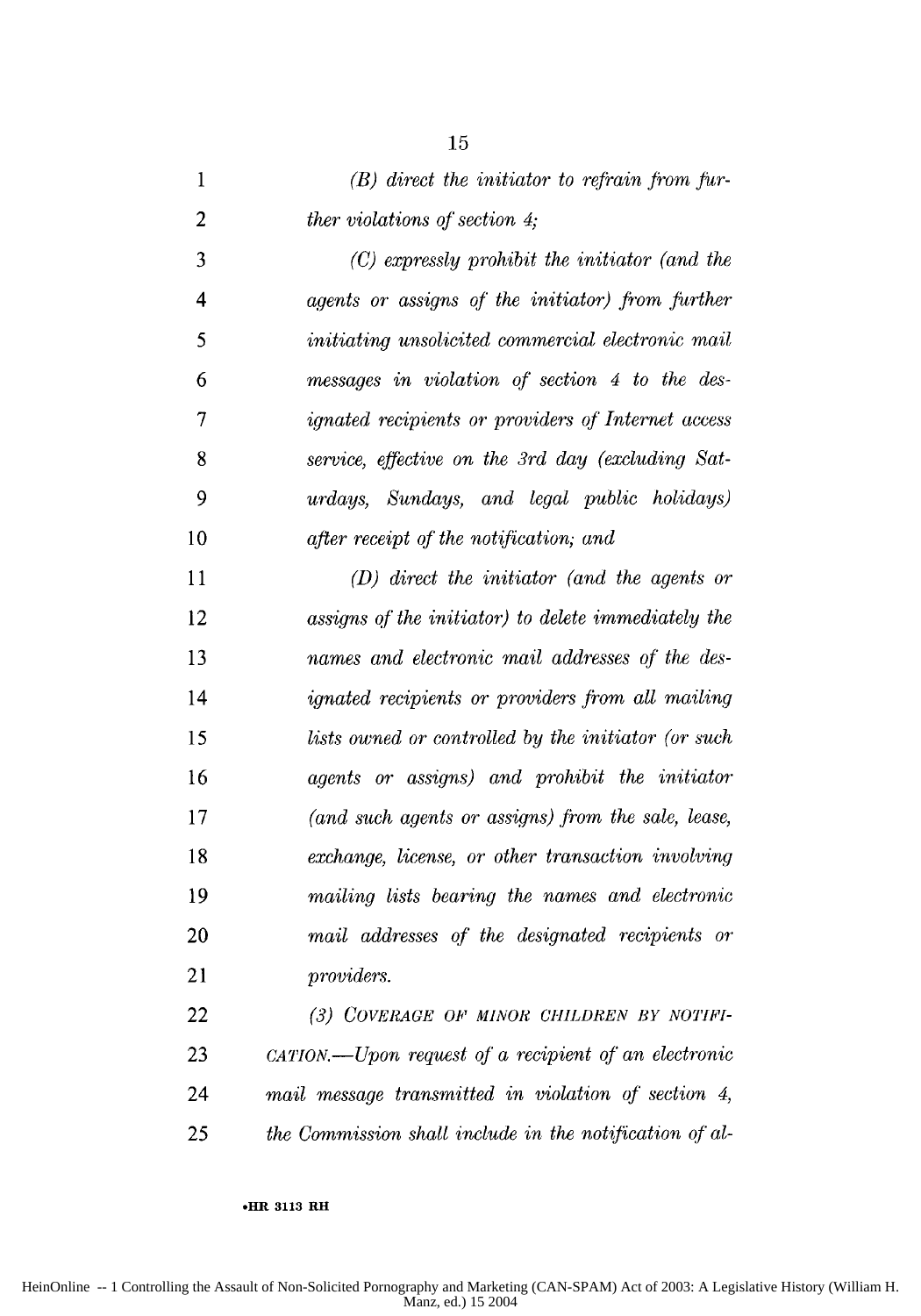*(B) direct the initiator to refrain from further violations of section 4;*

*(C) expressly prohibit the initiator (and the agents or assigns of the initiator) from further initiating unsolicited commercial electronic mail messages in violation of section 4 to the designated recipients or providers of Internet access service, effective on the 3rd day (excluding Saturdays, Sundays, and legal public holidays) after receipt of the notification; and*

*(D) direct the initiator (and the agents or assigns of the initiator) to delete immediately the names and electronic mail addresses of the designated recipients or providers from all mailing lists owned or controlled by the initiator (or such agents or assigns) and prohibit the initiator (and such agents or assigns) from the sale, lease, exchange, license, or other transaction involving mailing lists bearing the names and electronic mail addresses of the designated recipients or providers.*

*(3) COVERAGE OF MINOR CHILDREN BY NOTIFICATION.—Upon request of a recipient of an electronic mail message transmitted in violation of section 4, the Commission shall include in the notification of al-*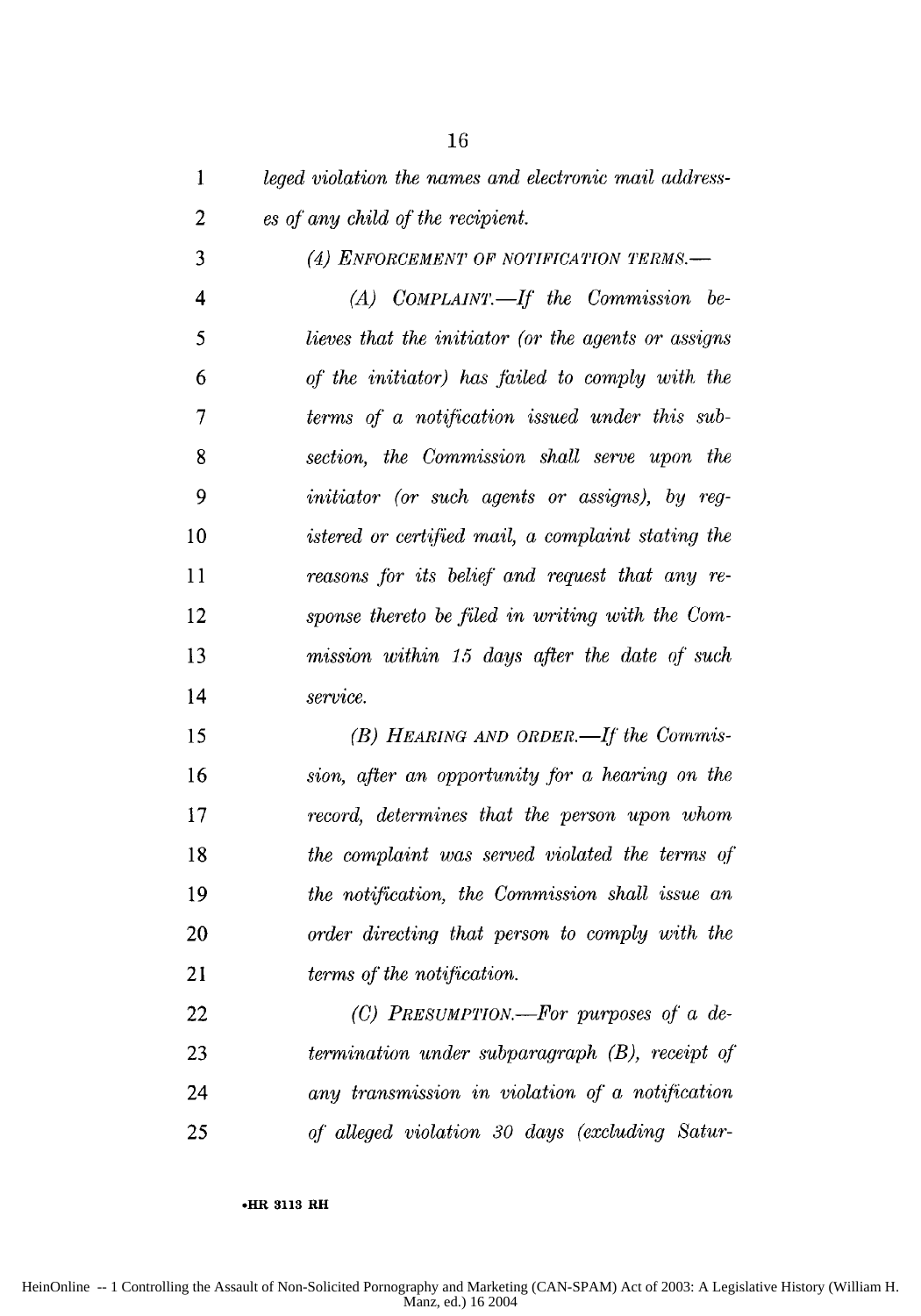*leged violation the names and electronic mail addresses of any child of the recipient.*

*(4) ENFORCEMENT OF NOTIFICATION TERMS.—*

*(A) COMPLAINT.—If the Commission believes that the initiator (or the agents or assigns of the initiator) has failed to comply with the terms of a notification issued under this subsection, the Commission shall serve upon the initiator (or such agents or assigns), by registered or certified mail, a complaint stating the reasons for its belief and request that any response thereto be filed in writing with the Commission within 15 days after the date of such service.*

*(B) HEARING AND ORDER.—If the Commission, after an opportunity for a hearing on the record, determines that the person upon whom the complaint was served violated the terms of the notification, the Commission shall issue an order directing that person to comply with the terms of the notification.*

*(C) PRESUMPTION.—For purposes of a determination under subparagraph (B), receipt of any transmission in violation of a notification of alleged violation 30 days (excluding Satur-*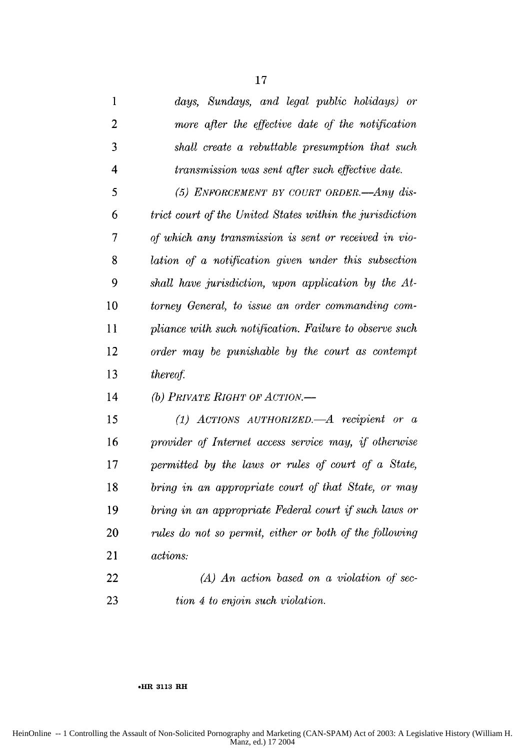*days, Sundays, and legal public holidays) or more after the effective date of the notification shall create a rebuttable presumption that such transmission was sent after such effective date.*

*(5) ENFORCEMENT BY COURT ORDER.—Any district court of the United States within the jurisdiction of which any transmission is sent or received in violation of a notification given under this subsection shall have jurisdiction, upon application by the Attorney General, to issue an order commanding compliance with such notification. Failure to observe such order may be punishable by the court as contempt thereof.*

*(b) PRIVATE RIGHT OF ACTION.—*

*(1) ACTIONS AUTHORIZED.—A recipient or a provider of Internet access service may, if otherwise permitted by the laws or rules of court of a State, bring in an appropriate court of that State, or may bring in an appropriate Federal court if such laws or rules do not so permit, either or both of the following actions:*

*(A) An action based on a violation of section 4 to enjoin such violation.*

•HR 3113 RH

HeinOnline -- 1 Controlling the Assault of Non-Solicited Pornography and Marketing (CAN-SPAM) Act of 2003: A Legislative History (William H. Manz, ed.) 17 2004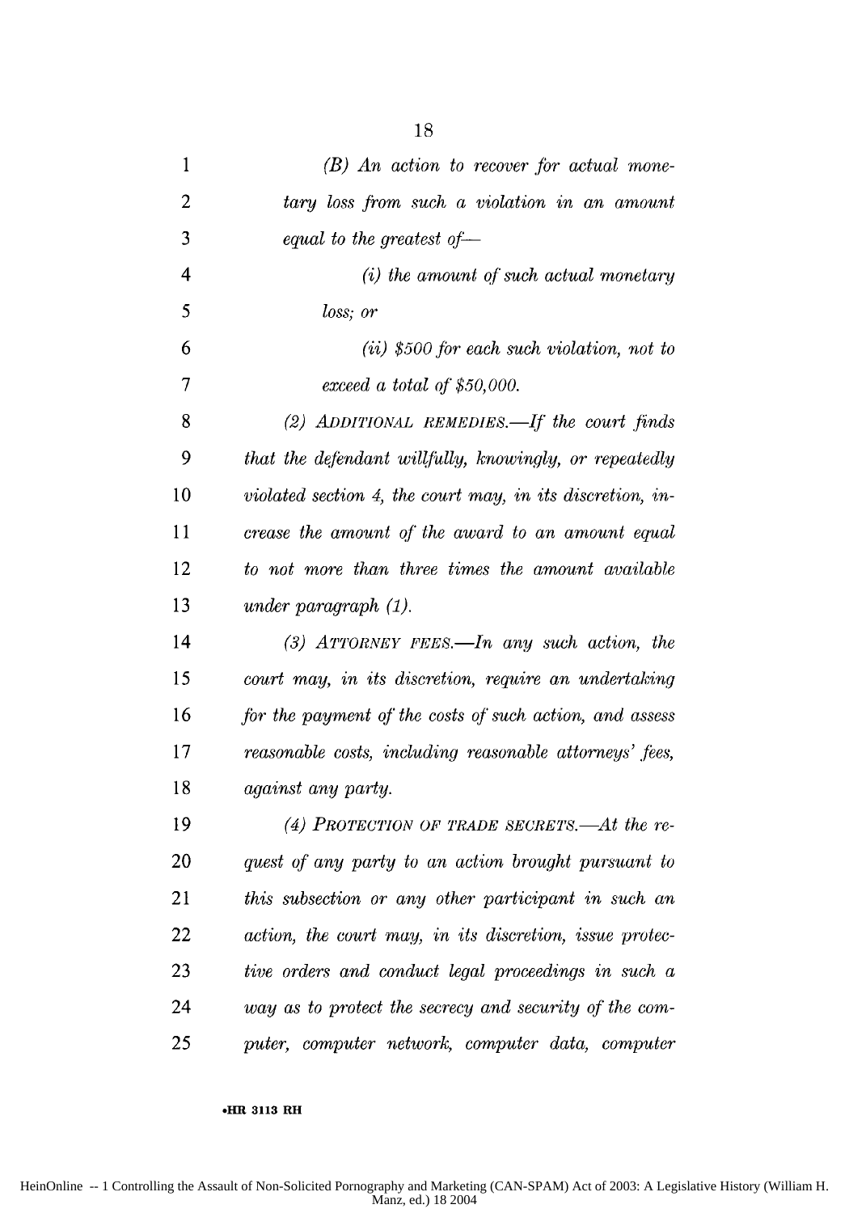*(B) An action to recover for actual monetary loss from such a violation in an amount equal to the greatest of—*

*(i) the amount of such actual monetary loss; or*

*(ii) $500 for each such violation, not to exceed a total of $50,000.*

*(2) ADDITIONAL REMEDIES.—If the court finds that the defendant willfully, knowingly, or repeatedly violated section 4, the court may, in its discretion, increase the amount of the award to an amount equal to not more than three times the amount available under paragraph (1).*

*(3) ATTORNEY FEES.—In any such action, the court may, in its discretion, require an undertaking for the payment of the costs of such action, and assess reasonable costs, including reasonable attorneys' fees, against any party.*

*(4) PROTECTION OF TRADE SECRETS.—At the request of any party to an action brought pursuant to this subsection or any other participant in such an action, the court may, in its discretion, issue protective orders and conduct legal proceedings in such a way as to protect the secrecy and security of the computer, computer network, computer data, computer*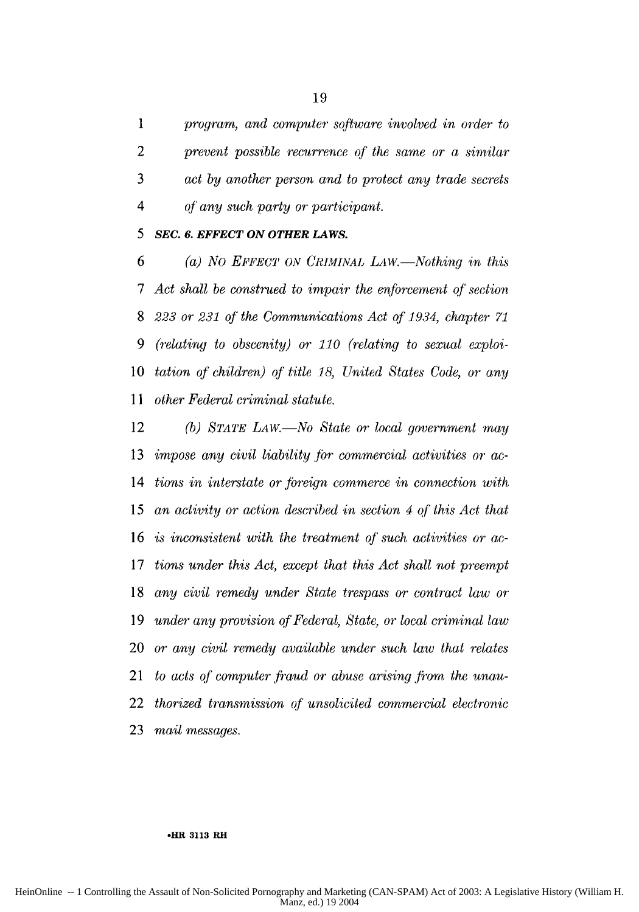*program, and computer software involved in order to prevent possible recurrence of the same or a similar act by another person and to protect any trade secrets of any such party or participant.*

***SEC. 6. EFFECT ON OTHER LAWS.***

*(a) NO EFFECT ON CRIMINAL LAW.—Nothing in this Act shall be construed to impair the enforcement of section 223 or 231 of the Communications Act of 1934, chapter 71 (relating to obscenity) or 110 (relating to sexual exploitation of children) of title 18, United States Code, or any other Federal criminal statute.*

*(b) STATE LAW.—No State or local government may impose any civil liability for commercial activities or actions in interstate or foreign commerce in connection with an activity or action described in section 4 of this Act that is inconsistent with the treatment of such activities or actions under this Act, except that this Act shall not preempt any civil remedy under State trespass or contract law or under any provision of Federal, State, or local criminal law or any civil remedy available under such law that relates to acts of computer fraud or abuse arising from the unauthorized transmission of unsolicited commercial electronic mail messages.*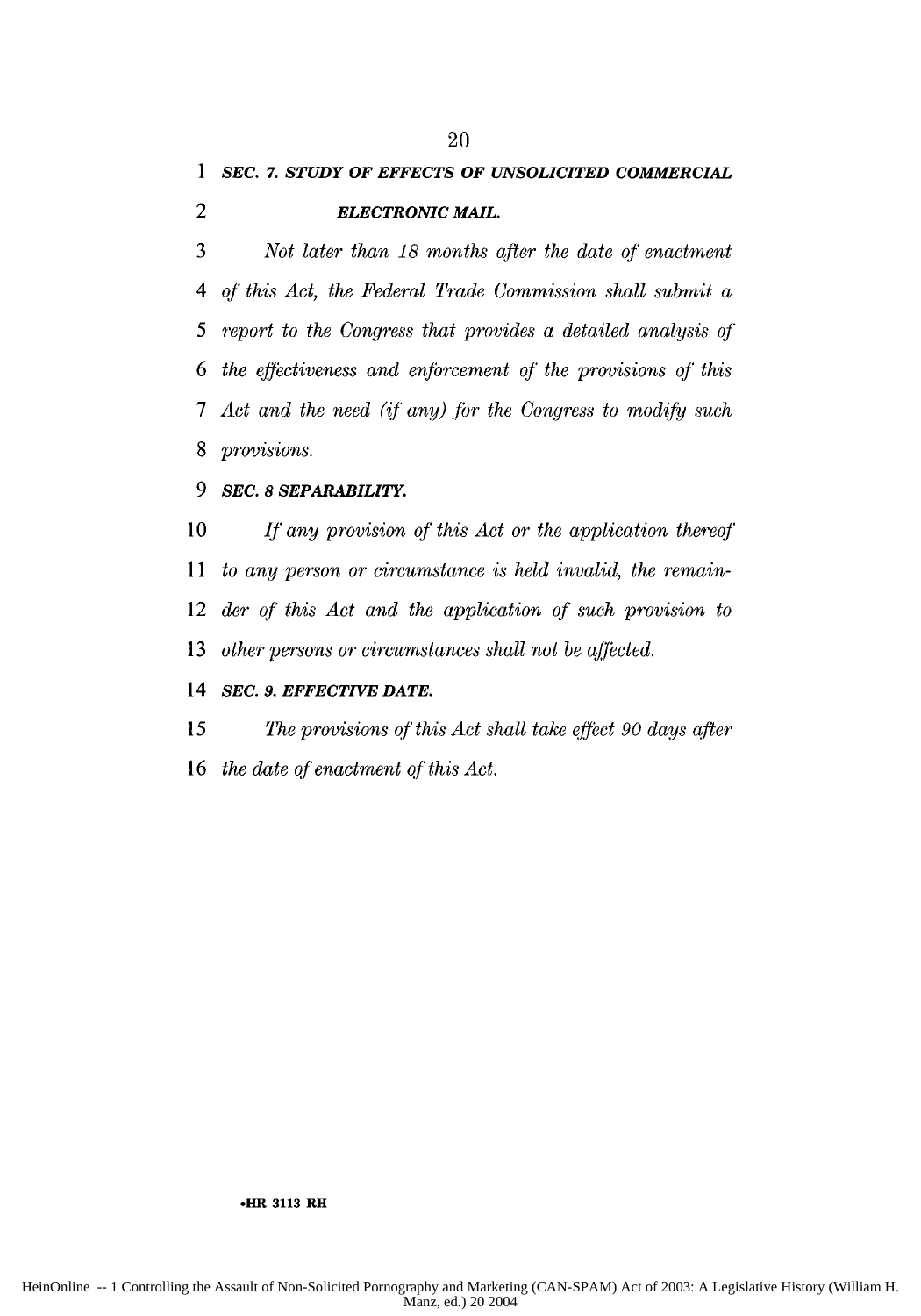***SEC. 7. STUDY OF EFFECTS OF UNSOLICITED COMMERCIAL ELECTRONIC MAIL.***

*Not later than 18 months after the date of enactment of this Act, the Federal Trade Commission shall submit a report to the Congress that provides a detailed analysis of the effectiveness and enforcement of the provisions of this Act and the need (if any) for the Congress to modify such provisions.*

***SEC. 8 SEPARABILITY.***

*If any provision of this Act or the application thereof to any person or circumstance is held invalid, the remainder of this Act and the application of such provision to other persons or circumstances shall not be affected.*

***SEC. 9. EFFECTIVE DATE.***

*The provisions of this Act shall take effect 90 days after the date of enactment of this Act.*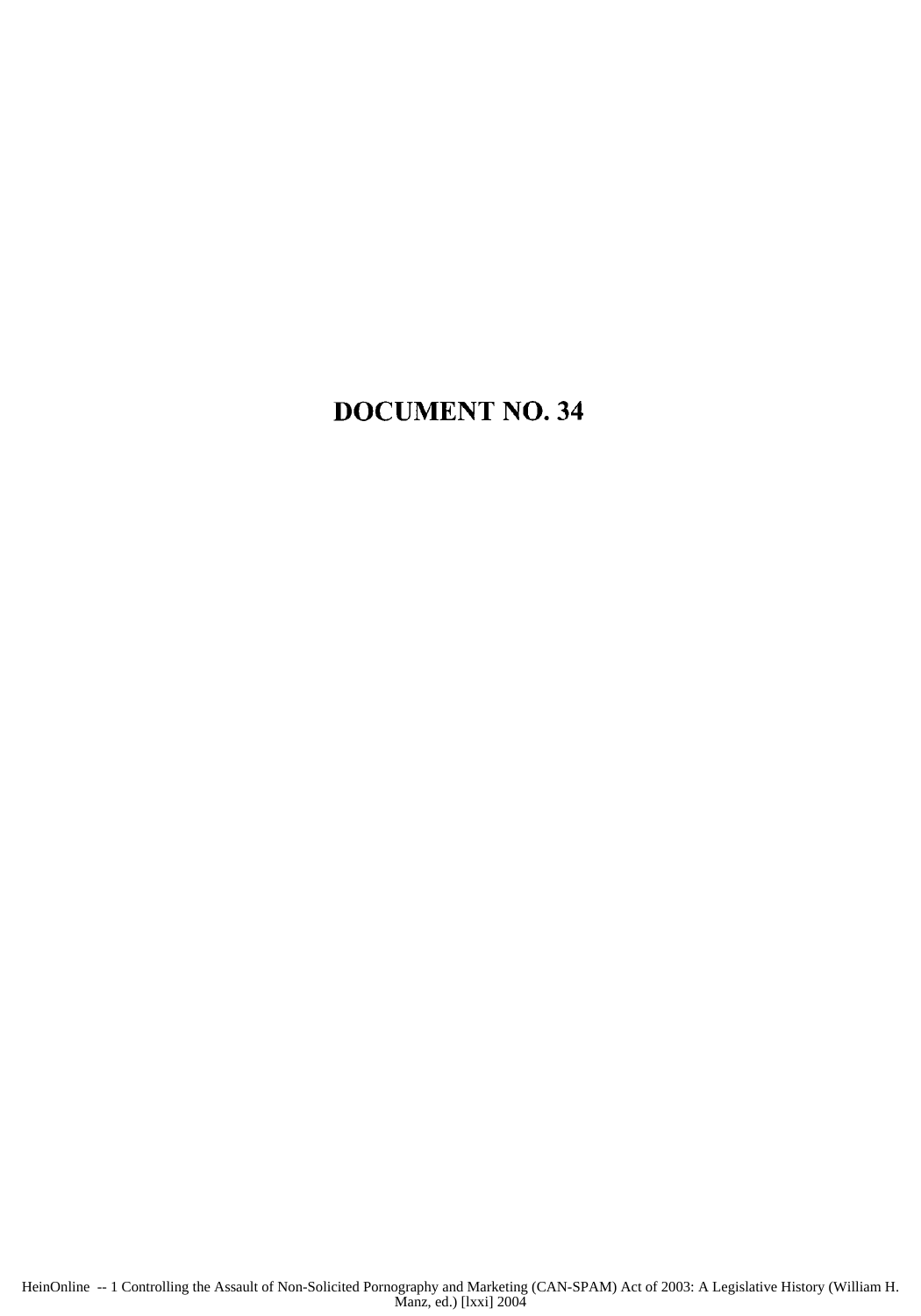# DOCUMENT NO. 34